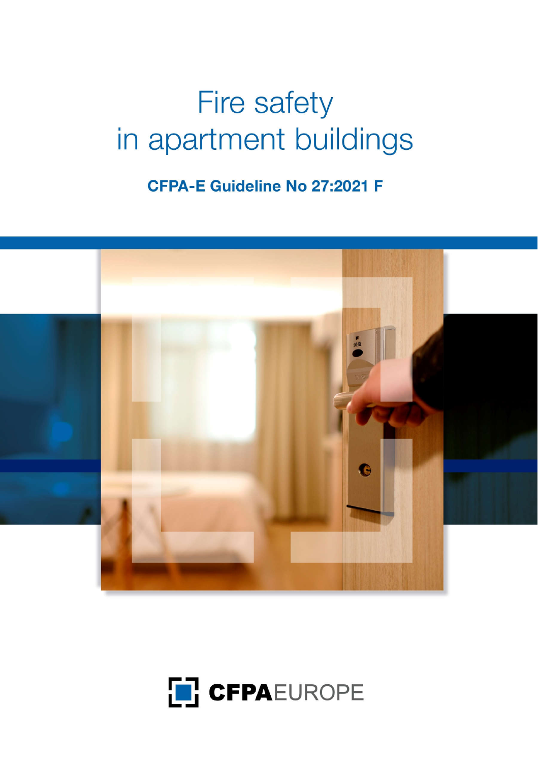# Fire safety in apartment buildings

**CFPA-E Guideline No 27:2021 F**

CFPAEUROPE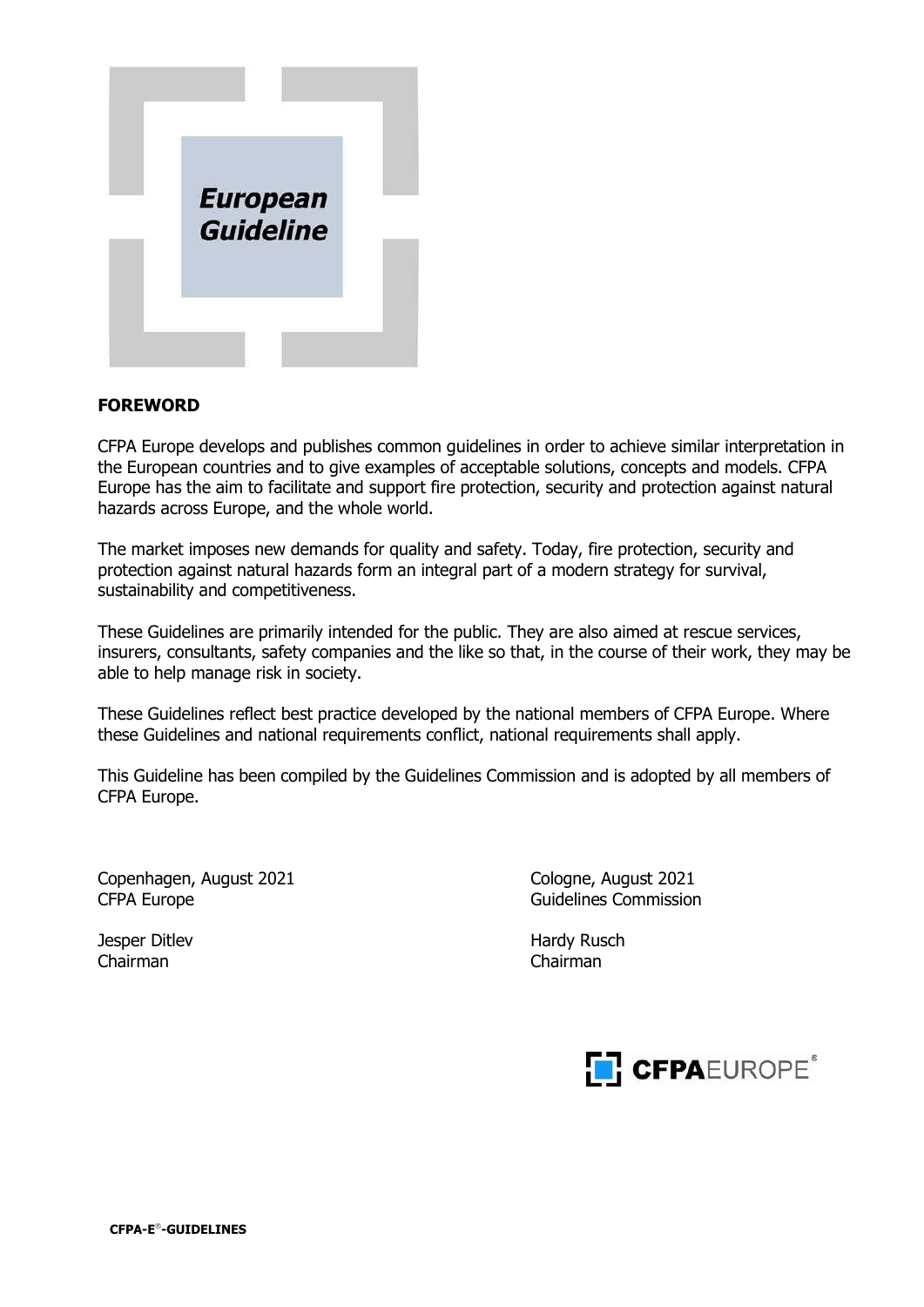**European Guideline**

## FOREWORD

CFPA Europe develops and publishes common guidelines in order to achieve similar interpretation in the European countries and to give examples of acceptable solutions, concepts and models. CFPA Europe has the aim to facilitate and support fire protection, security and protection against natural hazards across Europe, and the whole world.

The market imposes new demands for quality and safety. Today, fire protection, security and protection against natural hazards form an integral part of a modern strategy for survival, sustainability and competitiveness.

These Guidelines are primarily intended for the public. They are also aimed at rescue services, insurers, consultants, safety companies and the like so that, in the course of their work, they may be able to help manage risk in society.

These Guidelines reflect best practice developed by the national members of CFPA Europe. Where these Guidelines and national requirements conflict, national requirements shall apply.

This Guideline has been compiled by the Guidelines Commission and is adopted by all members of CFPA Europe.

Copenhagen, August 2021
CFPA Europe

Jesper Ditlev
Chairman

Cologne, August 2021
Guidelines Commission

Hardy Rusch
Chairman

CFPAEUROPE®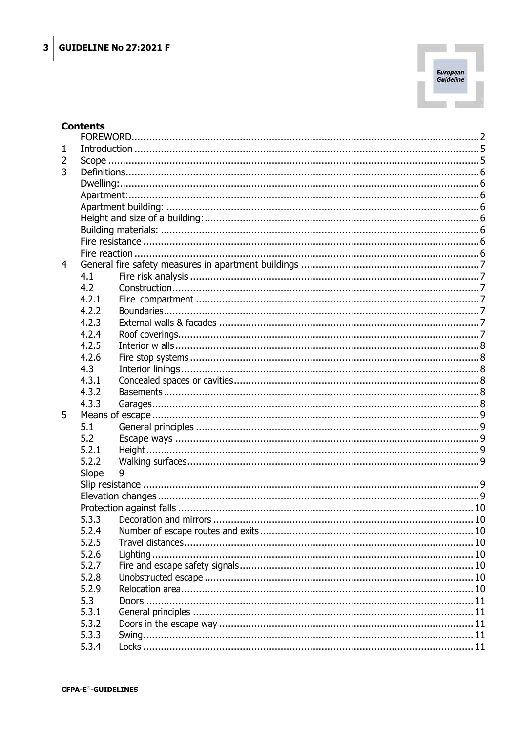## Contents

| | | |
|---|---|---|
| | FOREWORD | 2 |
| 1 | Introduction | 5 |
| 2 | Scope | 5 |
| 3 | Definitions | 6 |
| | Dwelling: | 6 |
| | Apartment: | 6 |
| | Apartment building: | 6 |
| | Height and size of a building: | 6 |
| | Building materials: | 6 |
| | Fire resistance | 6 |
| | Fire reaction | 6 |
| 4 | General fire safety measures in apartment buildings | 7 |
| 4.1 | Fire risk analysis | 7 |
| 4.2 | Construction | 7 |
| 4.2.1 | Fire compartment | 7 |
| 4.2.2 | Boundaries | 7 |
| 4.2.3 | External walls & facades | 7 |
| 4.2.4 | Roof coverings | 7 |
| 4.2.5 | Interior w alls | 8 |
| 4.2.6 | Fire stop systems | 8 |
| 4.3 | Interior linings | 8 |
| 4.3.1 | Concealed spaces or cavities | 8 |
| 4.3.2 | Basements | 8 |
| 4.3.3 | Garages | 8 |
| 5 | Means of escape | 9 |
| 5.1 | General principles | 9 |
| 5.2 | Escape ways | 9 |
| 5.2.1 | Height | 9 |
| 5.2.2 | Walking surfaces | 9 |
| | Slope | 9 |
| | Slip resistance | 9 |
| | Elevation changes | 9 |
| | Protection against falls | 10 |
| 5.3.3 | Decoration and mirrors | 10 |
| 5.2.4 | Number of escape routes and exits | 10 |
| 5.2.5 | Travel distances | 10 |
| 5.2.6 | Lighting | 10 |
| 5.2.7 | Fire and escape safety signals | 10 |
| 5.2.8 | Unobstructed escape | 10 |
| 5.2.9 | Relocation area | 10 |
| 5.3 | Doors | 11 |
| 5.3.1 | General principles | 11 |
| 5.3.2 | Doors in the escape way | 11 |
| 5.3.3 | Swing | 11 |
| 5.3.4 | Locks | 11 |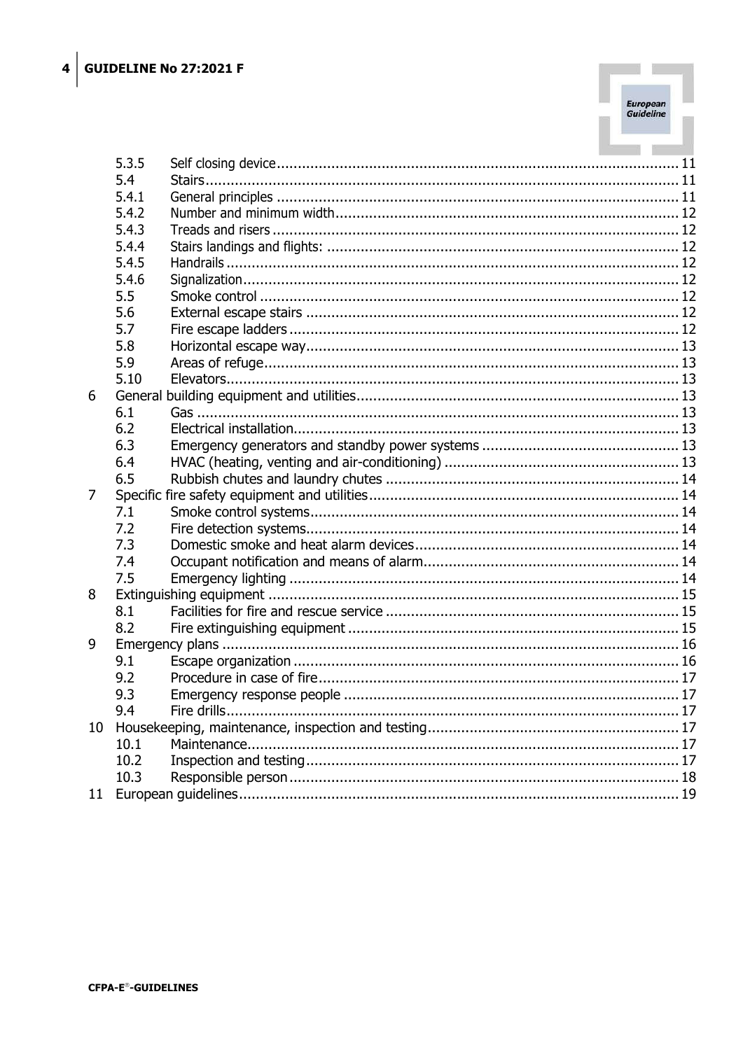5.3.5 Self closing device ........ 11
5.4 Stairs ........ 11
5.4.1 General principles ........ 11
5.4.2 Number and minimum width ........ 12
5.4.3 Treads and risers ........ 12
5.4.4 Stairs landings and flights: ........ 12
5.4.5 Handrails ........ 12
5.4.6 Signalization ........ 12
5.5 Smoke control ........ 12
5.6 External escape stairs ........ 12
5.7 Fire escape ladders ........ 12
5.8 Horizontal escape way ........ 13
5.9 Areas of refuge ........ 13
5.10 Elevators ........ 13
6 General building equipment and utilities ........ 13
6.1 Gas ........ 13
6.2 Electrical installation ........ 13
6.3 Emergency generators and standby power systems ........ 13
6.4 HVAC (heating, venting and air-conditioning) ........ 13
6.5 Rubbish chutes and laundry chutes ........ 14
7 Specific fire safety equipment and utilities ........ 14
7.1 Smoke control systems ........ 14
7.2 Fire detection systems ........ 14
7.3 Domestic smoke and heat alarm devices ........ 14
7.4 Occupant notification and means of alarm ........ 14
7.5 Emergency lighting ........ 14
8 Extinguishing equipment ........ 15
8.1 Facilities for fire and rescue service ........ 15
8.2 Fire extinguishing equipment ........ 15
9 Emergency plans ........ 16
9.1 Escape organization ........ 16
9.2 Procedure in case of fire ........ 17
9.3 Emergency response people ........ 17
9.4 Fire drills ........ 17
10 Housekeeping, maintenance, inspection and testing ........ 17
10.1 Maintenance ........ 17
10.2 Inspection and testing ........ 17
10.3 Responsible person ........ 18
11 European guidelines ........ 19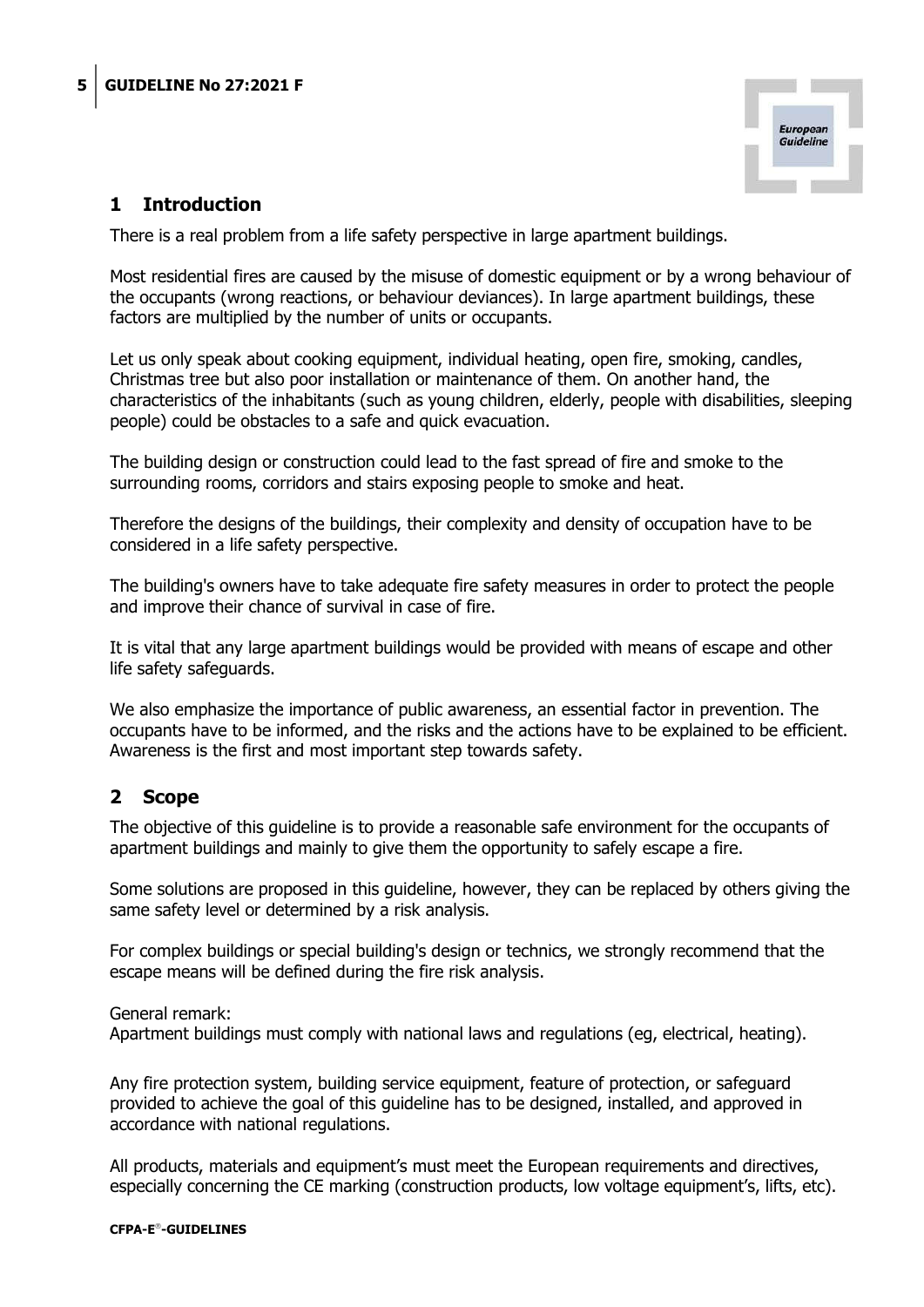## 1 Introduction

There is a real problem from a life safety perspective in large apartment buildings.

Most residential fires are caused by the misuse of domestic equipment or by a wrong behaviour of the occupants (wrong reactions, or behaviour deviances). In large apartment buildings, these factors are multiplied by the number of units or occupants.

Let us only speak about cooking equipment, individual heating, open fire, smoking, candles, Christmas tree but also poor installation or maintenance of them. On another hand, the characteristics of the inhabitants (such as young children, elderly, people with disabilities, sleeping people) could be obstacles to a safe and quick evacuation.

The building design or construction could lead to the fast spread of fire and smoke to the surrounding rooms, corridors and stairs exposing people to smoke and heat.

Therefore the designs of the buildings, their complexity and density of occupation have to be considered in a life safety perspective.

The building's owners have to take adequate fire safety measures in order to protect the people and improve their chance of survival in case of fire.

It is vital that any large apartment buildings would be provided with means of escape and other life safety safeguards.

We also emphasize the importance of public awareness, an essential factor in prevention. The occupants have to be informed, and the risks and the actions have to be explained to be efficient. Awareness is the first and most important step towards safety.

## 2 Scope

The objective of this guideline is to provide a reasonable safe environment for the occupants of apartment buildings and mainly to give them the opportunity to safely escape a fire.

Some solutions are proposed in this guideline, however, they can be replaced by others giving the same safety level or determined by a risk analysis.

For complex buildings or special building's design or technics, we strongly recommend that the escape means will be defined during the fire risk analysis.

General remark:
Apartment buildings must comply with national laws and regulations (eg, electrical, heating).

Any fire protection system, building service equipment, feature of protection, or safeguard provided to achieve the goal of this guideline has to be designed, installed, and approved in accordance with national regulations.

All products, materials and equipment's must meet the European requirements and directives, especially concerning the CE marking (construction products, low voltage equipment's, lifts, etc).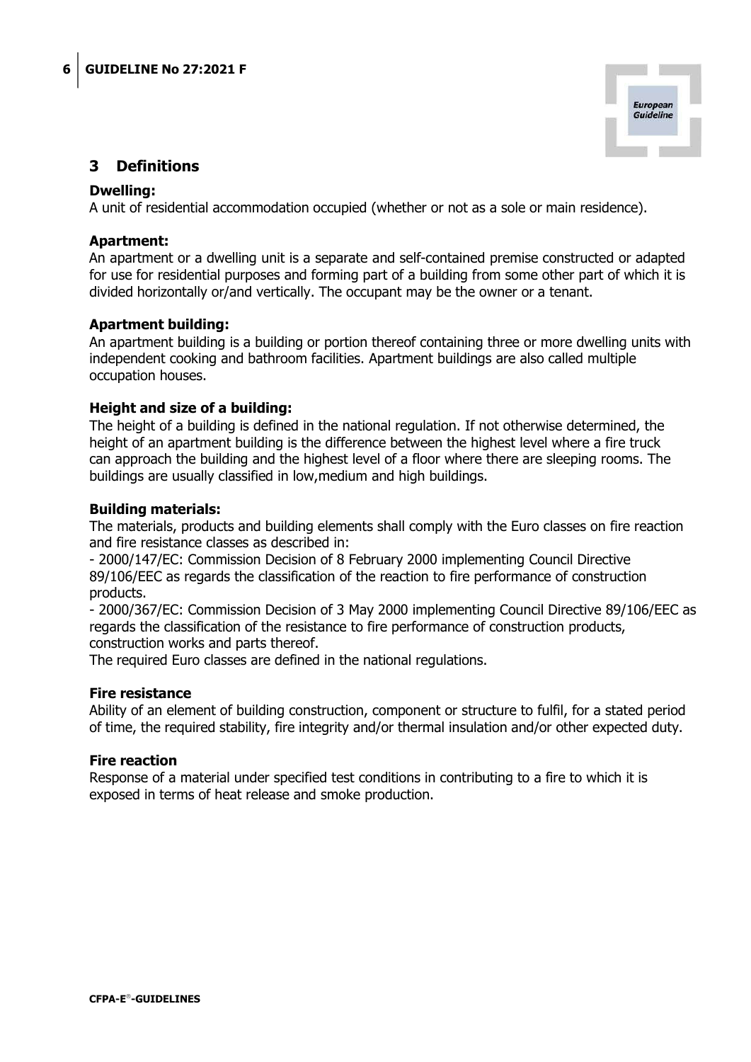## 3 Definitions

**Dwelling:**
A unit of residential accommodation occupied (whether or not as a sole or main residence).

**Apartment:**
An apartment or a dwelling unit is a separate and self-contained premise constructed or adapted for use for residential purposes and forming part of a building from some other part of which it is divided horizontally or/and vertically. The occupant may be the owner or a tenant.

**Apartment building:**
An apartment building is a building or portion thereof containing three or more dwelling units with independent cooking and bathroom facilities. Apartment buildings are also called multiple occupation houses.

**Height and size of a building:**
The height of a building is defined in the national regulation. If not otherwise determined, the height of an apartment building is the difference between the highest level where a fire truck can approach the building and the highest level of a floor where there are sleeping rooms. The buildings are usually classified in low,medium and high buildings.

**Building materials:**
The materials, products and building elements shall comply with the Euro classes on fire reaction and fire resistance classes as described in:
- 2000/147/EC: Commission Decision of 8 February 2000 implementing Council Directive 89/106/EEC as regards the classification of the reaction to fire performance of construction products.
- 2000/367/EC: Commission Decision of 3 May 2000 implementing Council Directive 89/106/EEC as regards the classification of the resistance to fire performance of construction products, construction works and parts thereof.

The required Euro classes are defined in the national regulations.

**Fire resistance**
Ability of an element of building construction, component or structure to fulfil, for a stated period of time, the required stability, fire integrity and/or thermal insulation and/or other expected duty.

**Fire reaction**
Response of a material under specified test conditions in contributing to a fire to which it is exposed in terms of heat release and smoke production.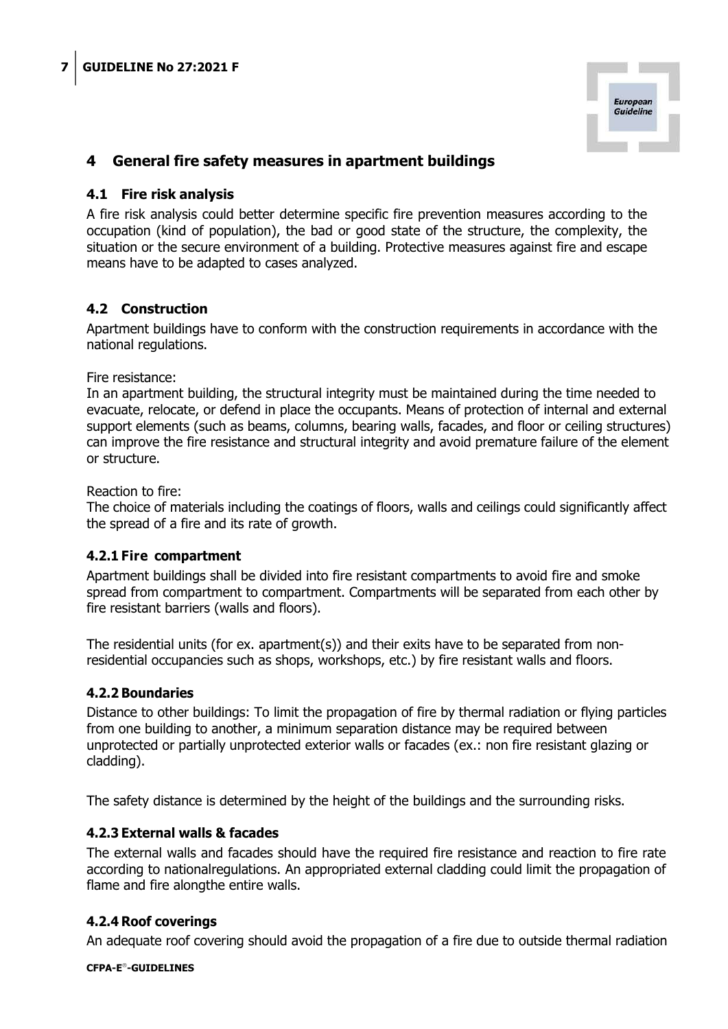# 4 General fire safety measures in apartment buildings

## 4.1 Fire risk analysis

A fire risk analysis could better determine specific fire prevention measures according to the occupation (kind of population), the bad or good state of the structure, the complexity, the situation or the secure environment of a building. Protective measures against fire and escape means have to be adapted to cases analyzed.

## 4.2 Construction

Apartment buildings have to conform with the construction requirements in accordance with the national regulations.

Fire resistance:
In an apartment building, the structural integrity must be maintained during the time needed to evacuate, relocate, or defend in place the occupants. Means of protection of internal and external support elements (such as beams, columns, bearing walls, facades, and floor or ceiling structures) can improve the fire resistance and structural integrity and avoid premature failure of the element or structure.

Reaction to fire:
The choice of materials including the coatings of floors, walls and ceilings could significantly affect the spread of a fire and its rate of growth.

### 4.2.1 Fire compartment

Apartment buildings shall be divided into fire resistant compartments to avoid fire and smoke spread from compartment to compartment. Compartments will be separated from each other by fire resistant barriers (walls and floors).

The residential units (for ex. apartment(s)) and their exits have to be separated from non-residential occupancies such as shops, workshops, etc.) by fire resistant walls and floors.

### 4.2.2 Boundaries

Distance to other buildings: To limit the propagation of fire by thermal radiation or flying particles from one building to another, a minimum separation distance may be required between unprotected or partially unprotected exterior walls or facades (ex.: non fire resistant glazing or cladding).

The safety distance is determined by the height of the buildings and the surrounding risks.

### 4.2.3 External walls & facades

The external walls and facades should have the required fire resistance and reaction to fire rate according to nationalregulations. An appropriated external cladding could limit the propagation of flame and fire alongthe entire walls.

### 4.2.4 Roof coverings

An adequate roof covering should avoid the propagation of a fire due to outside thermal radiation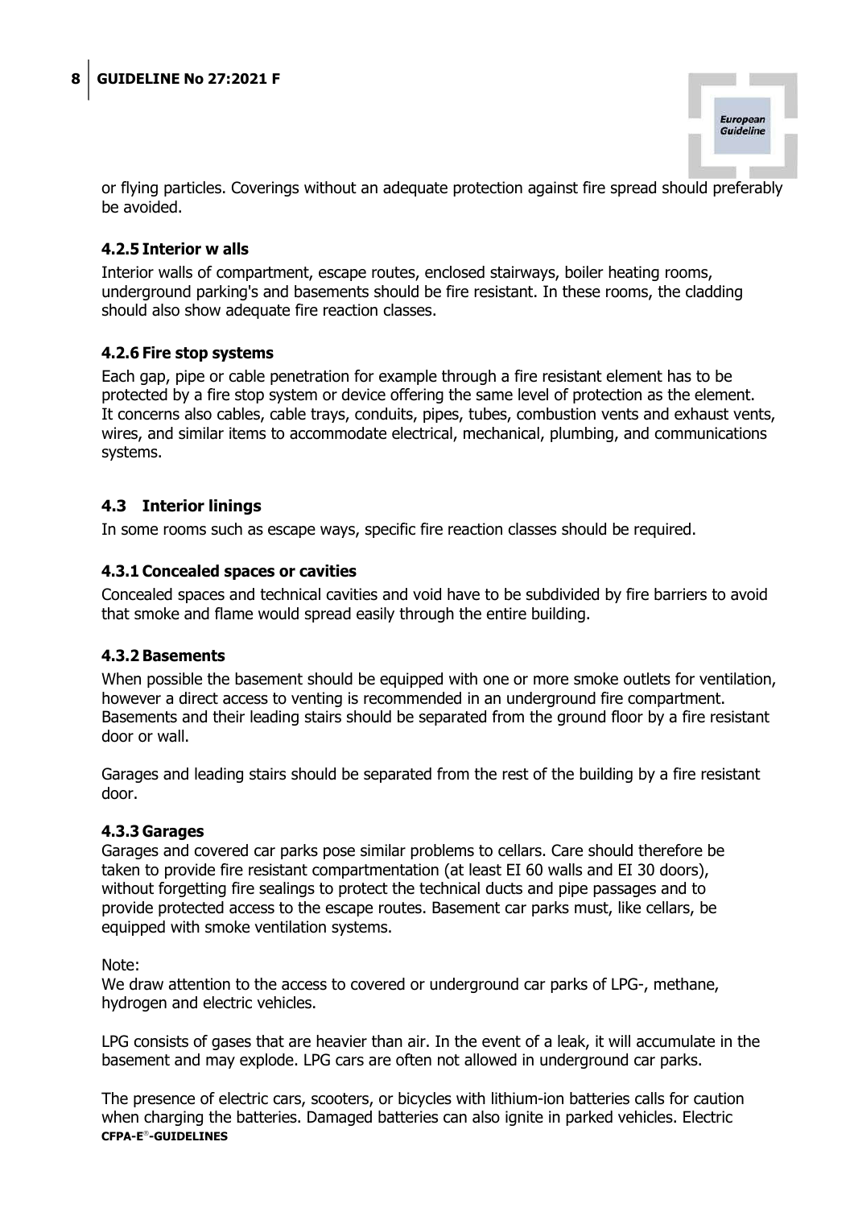or flying particles. Coverings without an adequate protection against fire spread should preferably be avoided.

### 4.2.5 Interior w alls

Interior walls of compartment, escape routes, enclosed stairways, boiler heating rooms, underground parking's and basements should be fire resistant. In these rooms, the cladding should also show adequate fire reaction classes.

### 4.2.6 Fire stop systems

Each gap, pipe or cable penetration for example through a fire resistant element has to be protected by a fire stop system or device offering the same level of protection as the element. It concerns also cables, cable trays, conduits, pipes, tubes, combustion vents and exhaust vents, wires, and similar items to accommodate electrical, mechanical, plumbing, and communications systems.

## 4.3 Interior linings

In some rooms such as escape ways, specific fire reaction classes should be required.

### 4.3.1 Concealed spaces or cavities

Concealed spaces and technical cavities and void have to be subdivided by fire barriers to avoid that smoke and flame would spread easily through the entire building.

### 4.3.2 Basements

When possible the basement should be equipped with one or more smoke outlets for ventilation, however a direct access to venting is recommended in an underground fire compartment. Basements and their leading stairs should be separated from the ground floor by a fire resistant door or wall.

Garages and leading stairs should be separated from the rest of the building by a fire resistant door.

### 4.3.3 Garages

Garages and covered car parks pose similar problems to cellars. Care should therefore be taken to provide fire resistant compartmentation (at least EI 60 walls and EI 30 doors), without forgetting fire sealings to protect the technical ducts and pipe passages and to provide protected access to the escape routes. Basement car parks must, like cellars, be equipped with smoke ventilation systems.

Note:
We draw attention to the access to covered or underground car parks of LPG-, methane, hydrogen and electric vehicles.

LPG consists of gases that are heavier than air. In the event of a leak, it will accumulate in the basement and may explode. LPG cars are often not allowed in underground car parks.

The presence of electric cars, scooters, or bicycles with lithium-ion batteries calls for caution when charging the batteries. Damaged batteries can also ignite in parked vehicles. Electric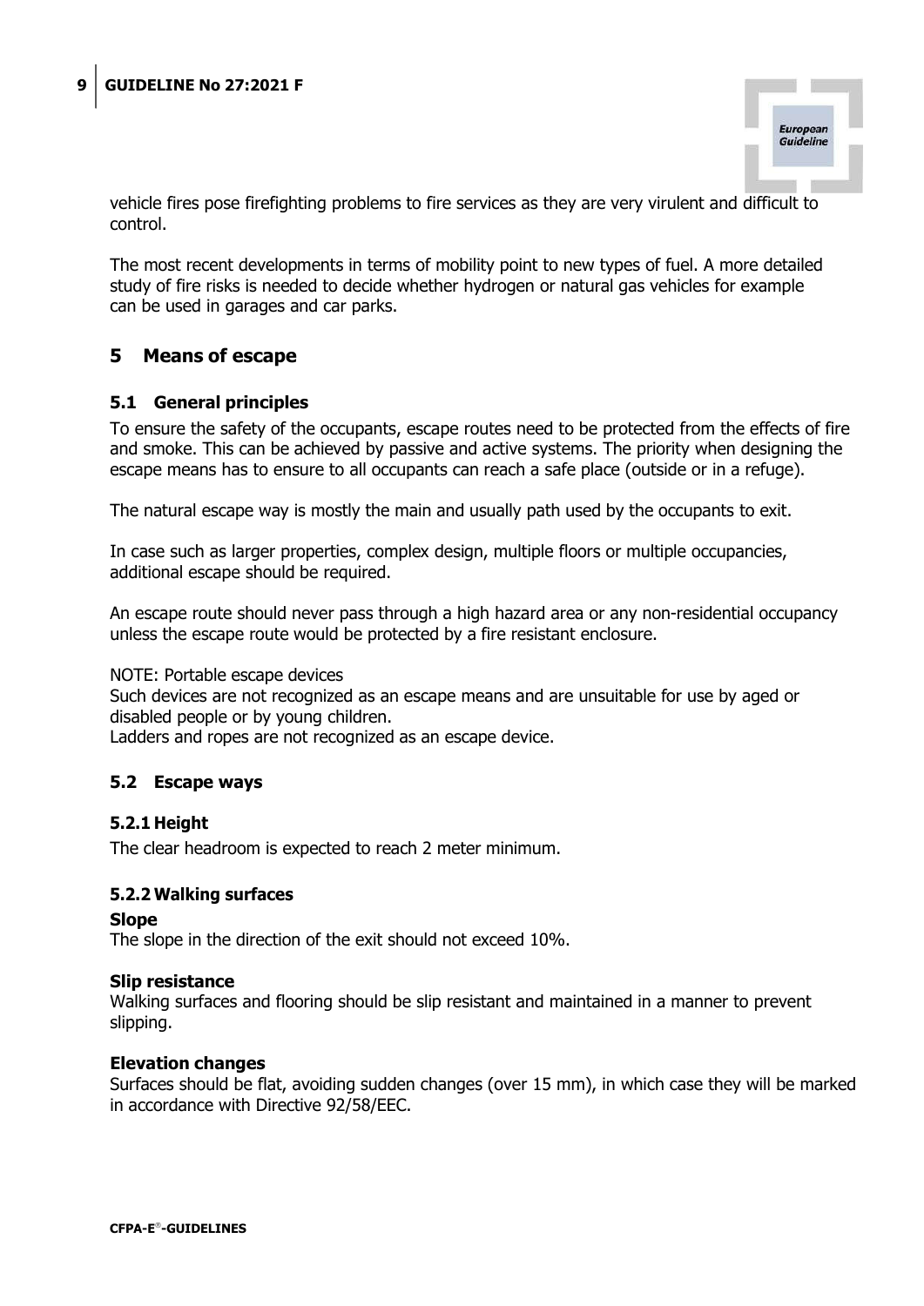vehicle fires pose firefighting problems to fire services as they are very virulent and difficult to control.

The most recent developments in terms of mobility point to new types of fuel. A more detailed study of fire risks is needed to decide whether hydrogen or natural gas vehicles for example can be used in garages and car parks.

## 5 Means of escape

### 5.1 General principles

To ensure the safety of the occupants, escape routes need to be protected from the effects of fire and smoke. This can be achieved by passive and active systems. The priority when designing the escape means has to ensure to all occupants can reach a safe place (outside or in a refuge).

The natural escape way is mostly the main and usually path used by the occupants to exit.

In case such as larger properties, complex design, multiple floors or multiple occupancies, additional escape should be required.

An escape route should never pass through a high hazard area or any non-residential occupancy unless the escape route would be protected by a fire resistant enclosure.

NOTE: Portable escape devices
Such devices are not recognized as an escape means and are unsuitable for use by aged or disabled people or by young children.
Ladders and ropes are not recognized as an escape device.

### 5.2 Escape ways

#### 5.2.1 Height

The clear headroom is expected to reach 2 meter minimum.

#### 5.2.2 Walking surfaces

**Slope**
The slope in the direction of the exit should not exceed 10%.

**Slip resistance**
Walking surfaces and flooring should be slip resistant and maintained in a manner to prevent slipping.

**Elevation changes**
Surfaces should be flat, avoiding sudden changes (over 15 mm), in which case they will be marked in accordance with Directive 92/58/EEC.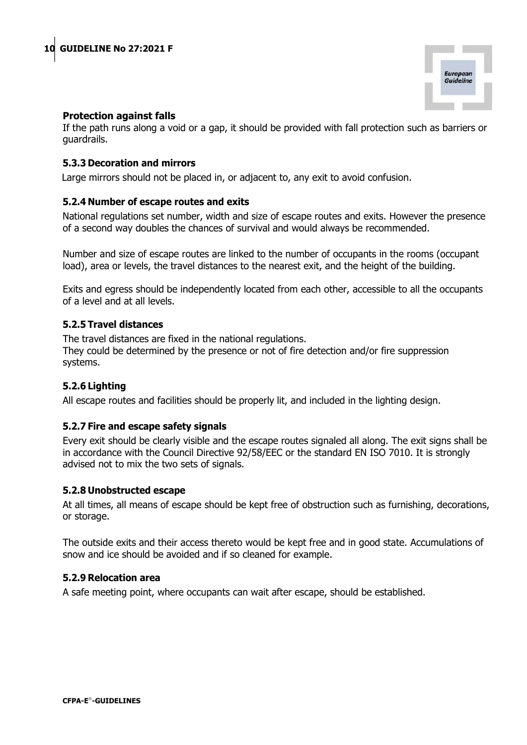**Protection against falls**

If the path runs along a void or a gap, it should be provided with fall protection such as barriers or guardrails.

### 5.3.3 Decoration and mirrors

Large mirrors should not be placed in, or adjacent to, any exit to avoid confusion.

### 5.2.4 Number of escape routes and exits

National regulations set number, width and size of escape routes and exits. However the presence of a second way doubles the chances of survival and would always be recommended.

Number and size of escape routes are linked to the number of occupants in the rooms (occupant load), area or levels, the travel distances to the nearest exit, and the height of the building.

Exits and egress should be independently located from each other, accessible to all the occupants of a level and at all levels.

### 5.2.5 Travel distances

The travel distances are fixed in the national regulations.
They could be determined by the presence or not of fire detection and/or fire suppression systems.

### 5.2.6 Lighting

All escape routes and facilities should be properly lit, and included in the lighting design.

### 5.2.7 Fire and escape safety signals

Every exit should be clearly visible and the escape routes signaled all along. The exit signs shall be in accordance with the Council Directive 92/58/EEC or the standard EN ISO 7010. It is strongly advised not to mix the two sets of signals.

### 5.2.8 Unobstructed escape

At all times, all means of escape should be kept free of obstruction such as furnishing, decorations, or storage.

The outside exits and their access thereto would be kept free and in good state. Accumulations of snow and ice should be avoided and if so cleaned for example.

### 5.2.9 Relocation area

A safe meeting point, where occupants can wait after escape, should be established.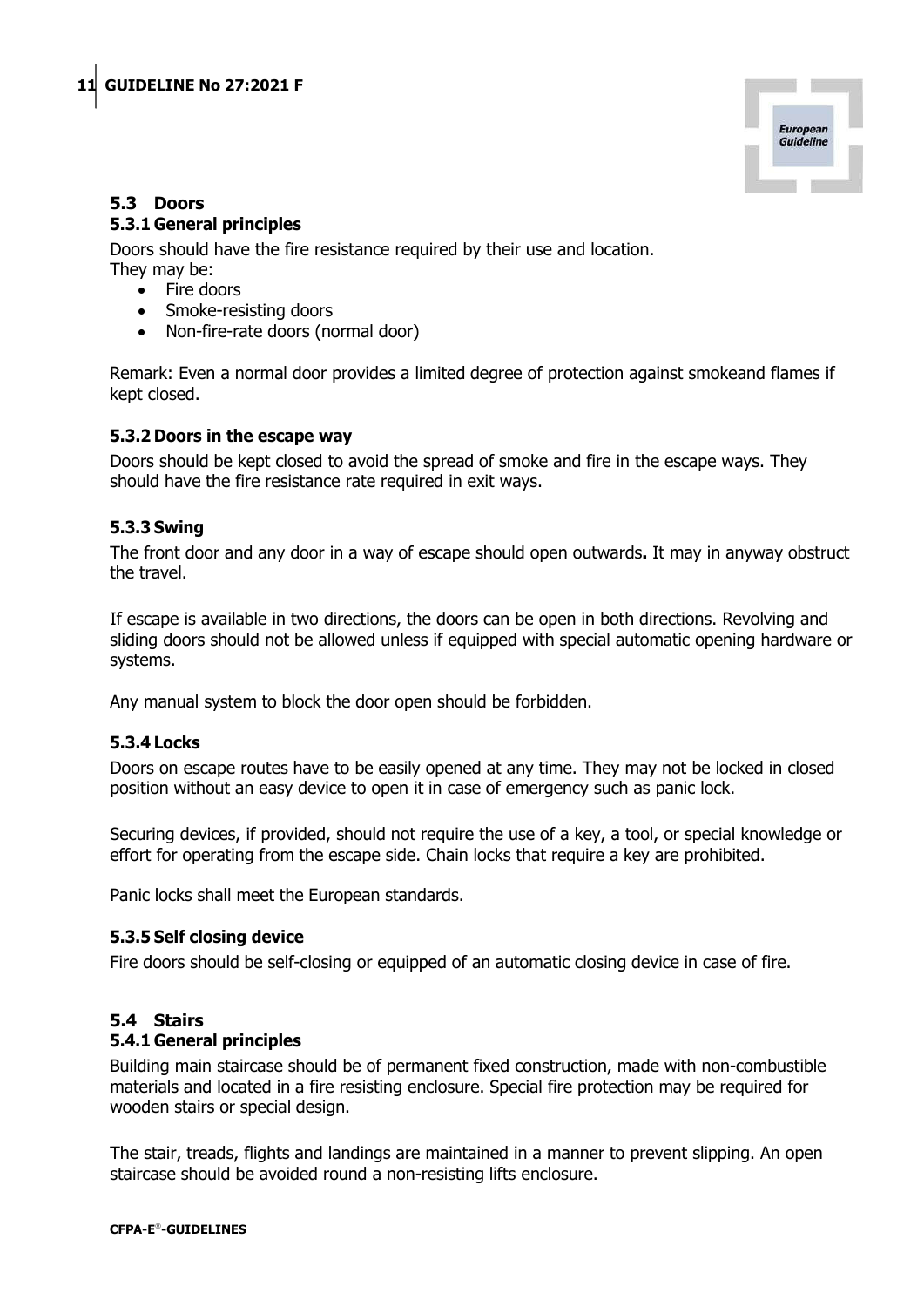### 5.3 Doors

#### 5.3.1 General principles

Doors should have the fire resistance required by their use and location.
They may be:

- Fire doors
- Smoke-resisting doors
- Non-fire-rate doors (normal door)

Remark: Even a normal door provides a limited degree of protection against smokeand flames if kept closed.

#### 5.3.2 Doors in the escape way

Doors should be kept closed to avoid the spread of smoke and fire in the escape ways. They should have the fire resistance rate required in exit ways.

#### 5.3.3 Swing

The front door and any door in a way of escape should open outwards**.** It may in anyway obstruct the travel.

If escape is available in two directions, the doors can be open in both directions. Revolving and sliding doors should not be allowed unless if equipped with special automatic opening hardware or systems.

Any manual system to block the door open should be forbidden.

#### 5.3.4 Locks

Doors on escape routes have to be easily opened at any time. They may not be locked in closed position without an easy device to open it in case of emergency such as panic lock.

Securing devices, if provided, should not require the use of a key, a tool, or special knowledge or effort for operating from the escape side. Chain locks that require a key are prohibited.

Panic locks shall meet the European standards.

#### 5.3.5 Self closing device

Fire doors should be self-closing or equipped of an automatic closing device in case of fire.

### 5.4 Stairs

#### 5.4.1 General principles

Building main staircase should be of permanent fixed construction, made with non-combustible materials and located in a fire resisting enclosure. Special fire protection may be required for wooden stairs or special design.

The stair, treads, flights and landings are maintained in a manner to prevent slipping. An open staircase should be avoided round a non-resisting lifts enclosure.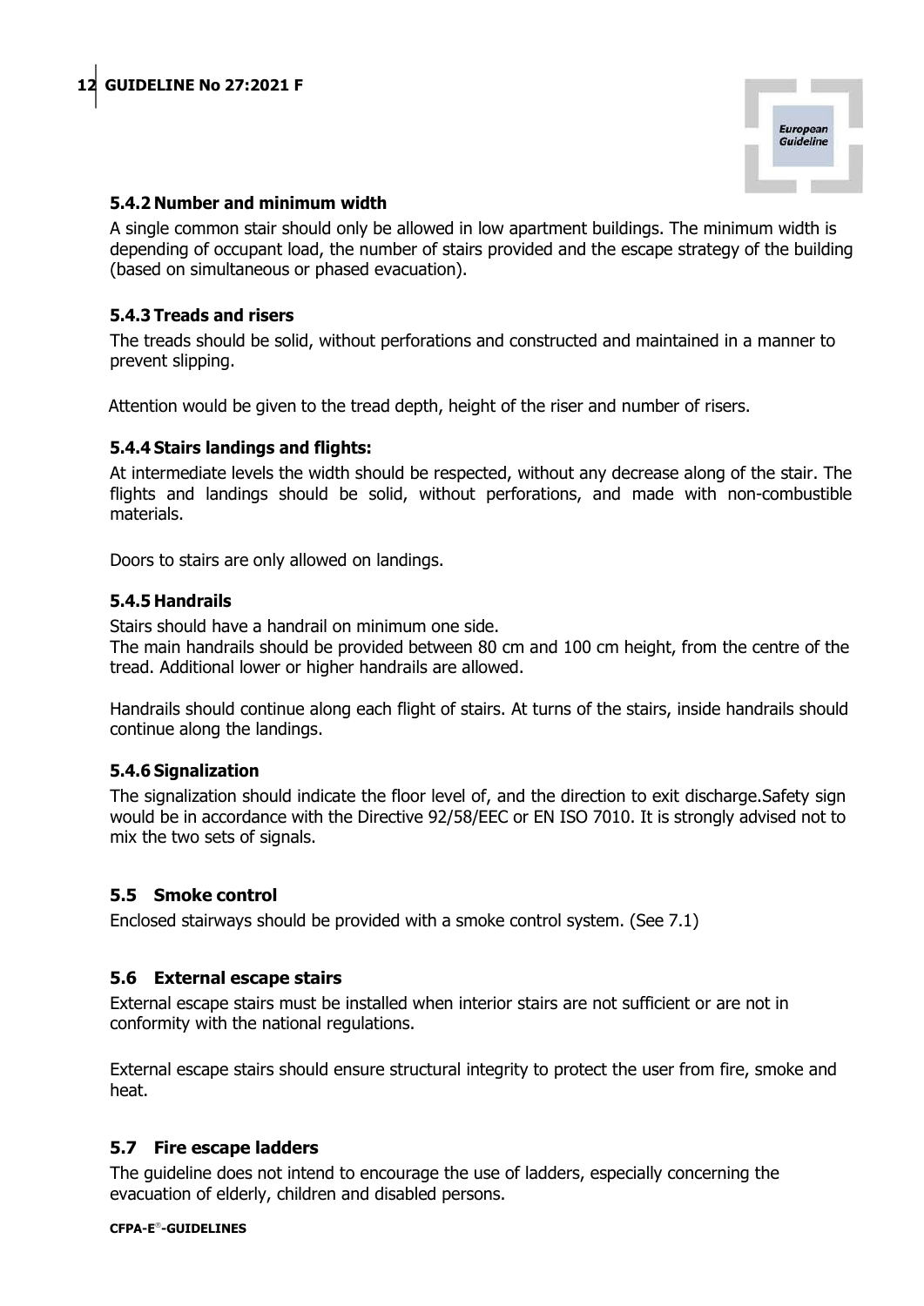### 5.4.2 Number and minimum width

A single common stair should only be allowed in low apartment buildings. The minimum width is depending of occupant load, the number of stairs provided and the escape strategy of the building (based on simultaneous or phased evacuation).

### 5.4.3 Treads and risers

The treads should be solid, without perforations and constructed and maintained in a manner to prevent slipping.

Attention would be given to the tread depth, height of the riser and number of risers.

### 5.4.4 Stairs landings and flights:

At intermediate levels the width should be respected, without any decrease along of the stair. The flights and landings should be solid, without perforations, and made with non-combustible materials.

Doors to stairs are only allowed on landings.

### 5.4.5 Handrails

Stairs should have a handrail on minimum one side.
The main handrails should be provided between 80 cm and 100 cm height, from the centre of the tread. Additional lower or higher handrails are allowed.

Handrails should continue along each flight of stairs. At turns of the stairs, inside handrails should continue along the landings.

### 5.4.6 Signalization

The signalization should indicate the floor level of, and the direction to exit discharge.Safety sign would be in accordance with the Directive 92/58/EEC or EN ISO 7010. It is strongly advised not to mix the two sets of signals.

## 5.5 Smoke control

Enclosed stairways should be provided with a smoke control system. (See 7.1)

## 5.6 External escape stairs

External escape stairs must be installed when interior stairs are not sufficient or are not in conformity with the national regulations.

External escape stairs should ensure structural integrity to protect the user from fire, smoke and heat.

## 5.7 Fire escape ladders

The guideline does not intend to encourage the use of ladders, especially concerning the evacuation of elderly, children and disabled persons.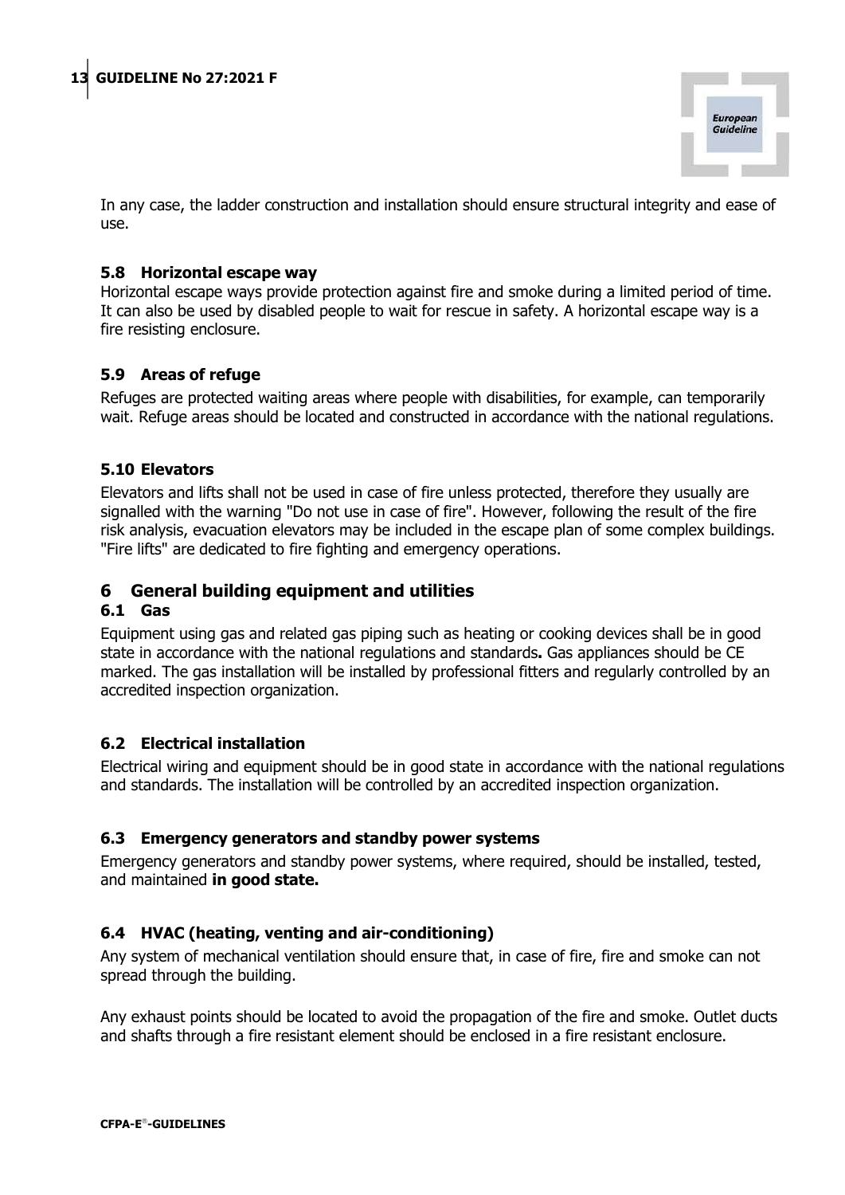In any case, the ladder construction and installation should ensure structural integrity and ease of use.

### 5.8 Horizontal escape way

Horizontal escape ways provide protection against fire and smoke during a limited period of time. It can also be used by disabled people to wait for rescue in safety. A horizontal escape way is a fire resisting enclosure.

### 5.9 Areas of refuge

Refuges are protected waiting areas where people with disabilities, for example, can temporarily wait. Refuge areas should be located and constructed in accordance with the national regulations.

### 5.10 Elevators

Elevators and lifts shall not be used in case of fire unless protected, therefore they usually are signalled with the warning "Do not use in case of fire". However, following the result of the fire risk analysis, evacuation elevators may be included in the escape plan of some complex buildings. "Fire lifts" are dedicated to fire fighting and emergency operations.

## 6 General building equipment and utilities

### 6.1 Gas

Equipment using gas and related gas piping such as heating or cooking devices shall be in good state in accordance with the national regulations and standards**.** Gas appliances should be CE marked. The gas installation will be installed by professional fitters and regularly controlled by an accredited inspection organization.

### 6.2 Electrical installation

Electrical wiring and equipment should be in good state in accordance with the national regulations and standards. The installation will be controlled by an accredited inspection organization.

### 6.3 Emergency generators and standby power systems

Emergency generators and standby power systems, where required, should be installed, tested, and maintained **in good state.**

### 6.4 HVAC (heating, venting and air-conditioning)

Any system of mechanical ventilation should ensure that, in case of fire, fire and smoke can not spread through the building.

Any exhaust points should be located to avoid the propagation of the fire and smoke. Outlet ducts and shafts through a fire resistant element should be enclosed in a fire resistant enclosure.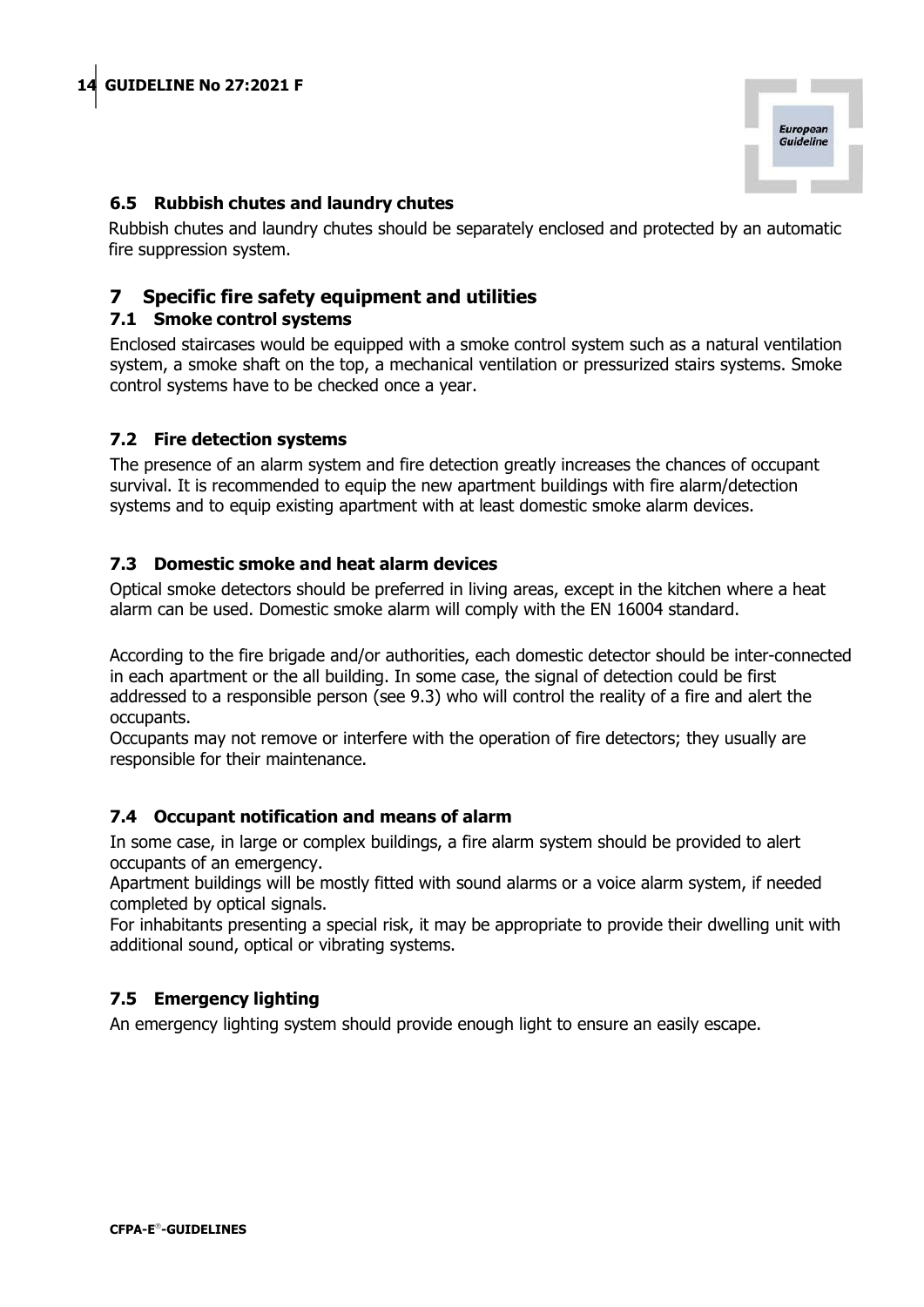### 6.5 Rubbish chutes and laundry chutes

Rubbish chutes and laundry chutes should be separately enclosed and protected by an automatic fire suppression system.

## 7 Specific fire safety equipment and utilities

### 7.1 Smoke control systems

Enclosed staircases would be equipped with a smoke control system such as a natural ventilation system, a smoke shaft on the top, a mechanical ventilation or pressurized stairs systems. Smoke control systems have to be checked once a year.

### 7.2 Fire detection systems

The presence of an alarm system and fire detection greatly increases the chances of occupant survival. It is recommended to equip the new apartment buildings with fire alarm/detection systems and to equip existing apartment with at least domestic smoke alarm devices.

### 7.3 Domestic smoke and heat alarm devices

Optical smoke detectors should be preferred in living areas, except in the kitchen where a heat alarm can be used. Domestic smoke alarm will comply with the EN 16004 standard.

According to the fire brigade and/or authorities, each domestic detector should be inter-connected in each apartment or the all building. In some case, the signal of detection could be first addressed to a responsible person (see 9.3) who will control the reality of a fire and alert the occupants.

Occupants may not remove or interfere with the operation of fire detectors; they usually are responsible for their maintenance.

### 7.4 Occupant notification and means of alarm

In some case, in large or complex buildings, a fire alarm system should be provided to alert occupants of an emergency.

Apartment buildings will be mostly fitted with sound alarms or a voice alarm system, if needed completed by optical signals.

For inhabitants presenting a special risk, it may be appropriate to provide their dwelling unit with additional sound, optical or vibrating systems.

### 7.5 Emergency lighting

An emergency lighting system should provide enough light to ensure an easily escape.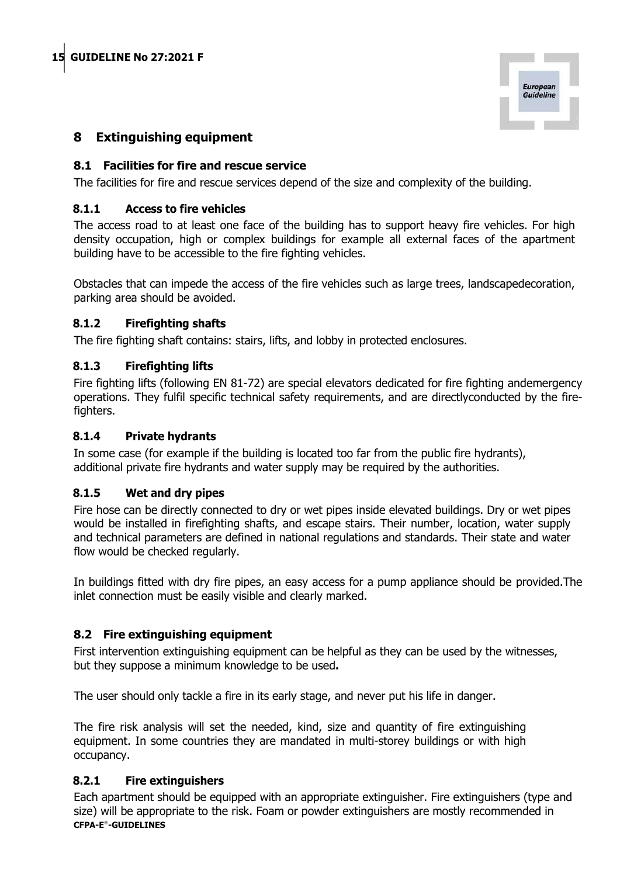## 8 Extinguishing equipment

### 8.1 Facilities for fire and rescue service

The facilities for fire and rescue services depend of the size and complexity of the building.

#### 8.1.1 Access to fire vehicles

The access road to at least one face of the building has to support heavy fire vehicles. For high density occupation, high or complex buildings for example all external faces of the apartment building have to be accessible to the fire fighting vehicles.

Obstacles that can impede the access of the fire vehicles such as large trees, landscapedecoration, parking area should be avoided.

#### 8.1.2 Firefighting shafts

The fire fighting shaft contains: stairs, lifts, and lobby in protected enclosures.

#### 8.1.3 Firefighting lifts

Fire fighting lifts (following EN 81-72) are special elevators dedicated for fire fighting andemergency operations. They fulfil specific technical safety requirements, and are directlyconducted by the fire-fighters.

#### 8.1.4 Private hydrants

In some case (for example if the building is located too far from the public fire hydrants), additional private fire hydrants and water supply may be required by the authorities.

#### 8.1.5 Wet and dry pipes

Fire hose can be directly connected to dry or wet pipes inside elevated buildings. Dry or wet pipes would be installed in firefighting shafts, and escape stairs. Their number, location, water supply and technical parameters are defined in national regulations and standards. Their state and water flow would be checked regularly.

In buildings fitted with dry fire pipes, an easy access for a pump appliance should be provided.The inlet connection must be easily visible and clearly marked.

### 8.2 Fire extinguishing equipment

First intervention extinguishing equipment can be helpful as they can be used by the witnesses, but they suppose a minimum knowledge to be used**.**

The user should only tackle a fire in its early stage, and never put his life in danger.

The fire risk analysis will set the needed, kind, size and quantity of fire extinguishing equipment. In some countries they are mandated in multi-storey buildings or with high occupancy.

#### 8.2.1 Fire extinguishers

Each apartment should be equipped with an appropriate extinguisher. Fire extinguishers (type and size) will be appropriate to the risk. Foam or powder extinguishers are mostly recommended in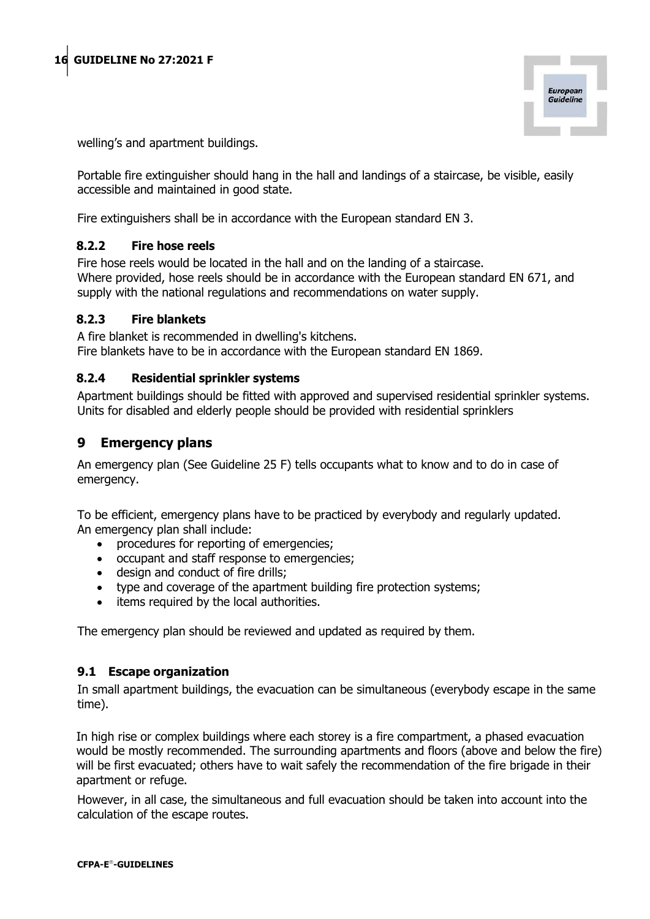welling's and apartment buildings.

Portable fire extinguisher should hang in the hall and landings of a staircase, be visible, easily accessible and maintained in good state.

Fire extinguishers shall be in accordance with the European standard EN 3.

### 8.2.2 Fire hose reels

Fire hose reels would be located in the hall and on the landing of a staircase.
Where provided, hose reels should be in accordance with the European standard EN 671, and supply with the national regulations and recommendations on water supply.

### 8.2.3 Fire blankets

A fire blanket is recommended in dwelling's kitchens.
Fire blankets have to be in accordance with the European standard EN 1869.

### 8.2.4 Residential sprinkler systems

Apartment buildings should be fitted with approved and supervised residential sprinkler systems.
Units for disabled and elderly people should be provided with residential sprinklers

## 9 Emergency plans

An emergency plan (See Guideline 25 F) tells occupants what to know and to do in case of emergency.

To be efficient, emergency plans have to be practiced by everybody and regularly updated.
An emergency plan shall include:

- procedures for reporting of emergencies;
- occupant and staff response to emergencies;
- design and conduct of fire drills;
- type and coverage of the apartment building fire protection systems;
- items required by the local authorities.

The emergency plan should be reviewed and updated as required by them.

### 9.1 Escape organization

In small apartment buildings, the evacuation can be simultaneous (everybody escape in the same time).

In high rise or complex buildings where each storey is a fire compartment, a phased evacuation would be mostly recommended. The surrounding apartments and floors (above and below the fire) will be first evacuated; others have to wait safely the recommendation of the fire brigade in their apartment or refuge.

However, in all case, the simultaneous and full evacuation should be taken into account into the calculation of the escape routes.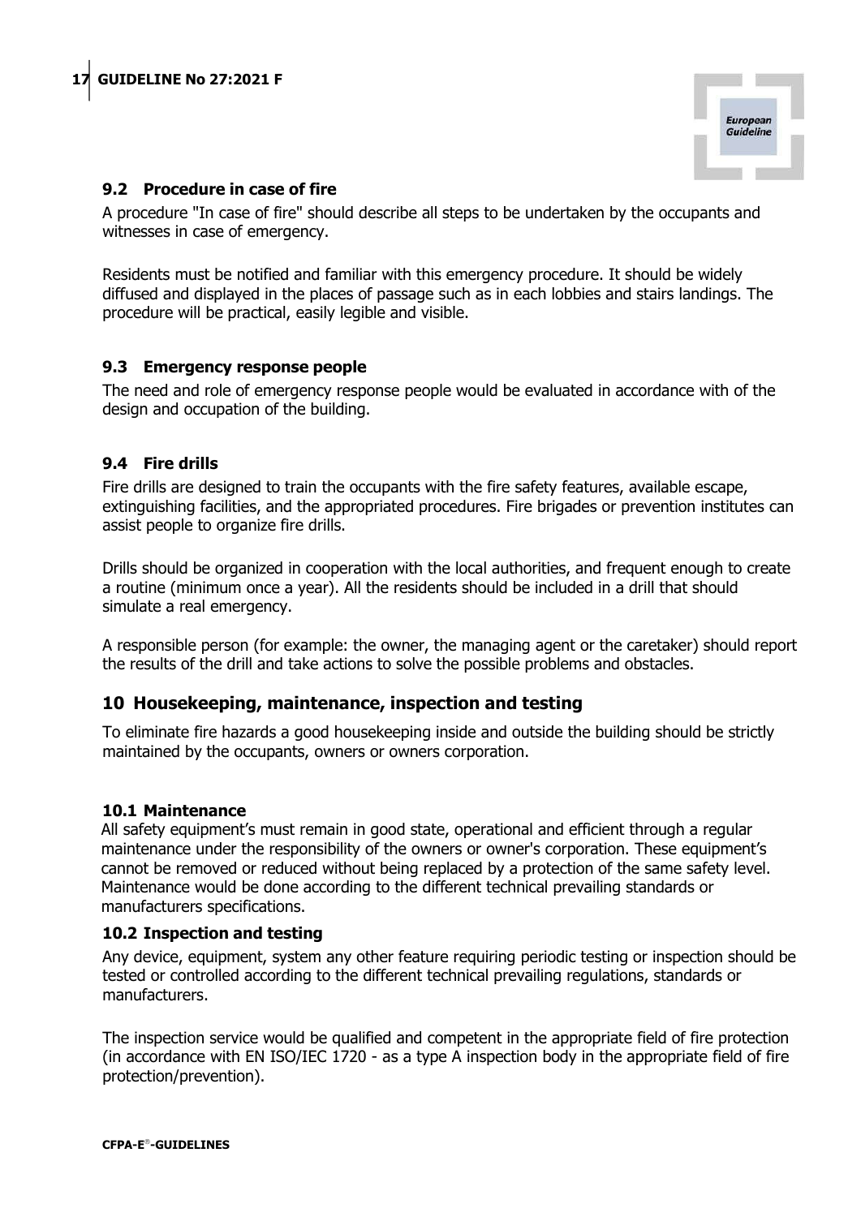## 9.2 Procedure in case of fire

A procedure "In case of fire" should describe all steps to be undertaken by the occupants and witnesses in case of emergency.

Residents must be notified and familiar with this emergency procedure. It should be widely diffused and displayed in the places of passage such as in each lobbies and stairs landings. The procedure will be practical, easily legible and visible.

## 9.3 Emergency response people

The need and role of emergency response people would be evaluated in accordance with of the design and occupation of the building.

## 9.4 Fire drills

Fire drills are designed to train the occupants with the fire safety features, available escape, extinguishing facilities, and the appropriated procedures. Fire brigades or prevention institutes can assist people to organize fire drills.

Drills should be organized in cooperation with the local authorities, and frequent enough to create a routine (minimum once a year). All the residents should be included in a drill that should simulate a real emergency.

A responsible person (for example: the owner, the managing agent or the caretaker) should report the results of the drill and take actions to solve the possible problems and obstacles.

# 10 Housekeeping, maintenance, inspection and testing

To eliminate fire hazards a good housekeeping inside and outside the building should be strictly maintained by the occupants, owners or owners corporation.

### 10.1 Maintenance

All safety equipment's must remain in good state, operational and efficient through a regular maintenance under the responsibility of the owners or owner's corporation. These equipment's cannot be removed or reduced without being replaced by a protection of the same safety level. Maintenance would be done according to the different technical prevailing standards or manufacturers specifications.

### 10.2 Inspection and testing

Any device, equipment, system any other feature requiring periodic testing or inspection should be tested or controlled according to the different technical prevailing regulations, standards or manufacturers.

The inspection service would be qualified and competent in the appropriate field of fire protection (in accordance with EN ISO/IEC 1720 - as a type A inspection body in the appropriate field of fire protection/prevention).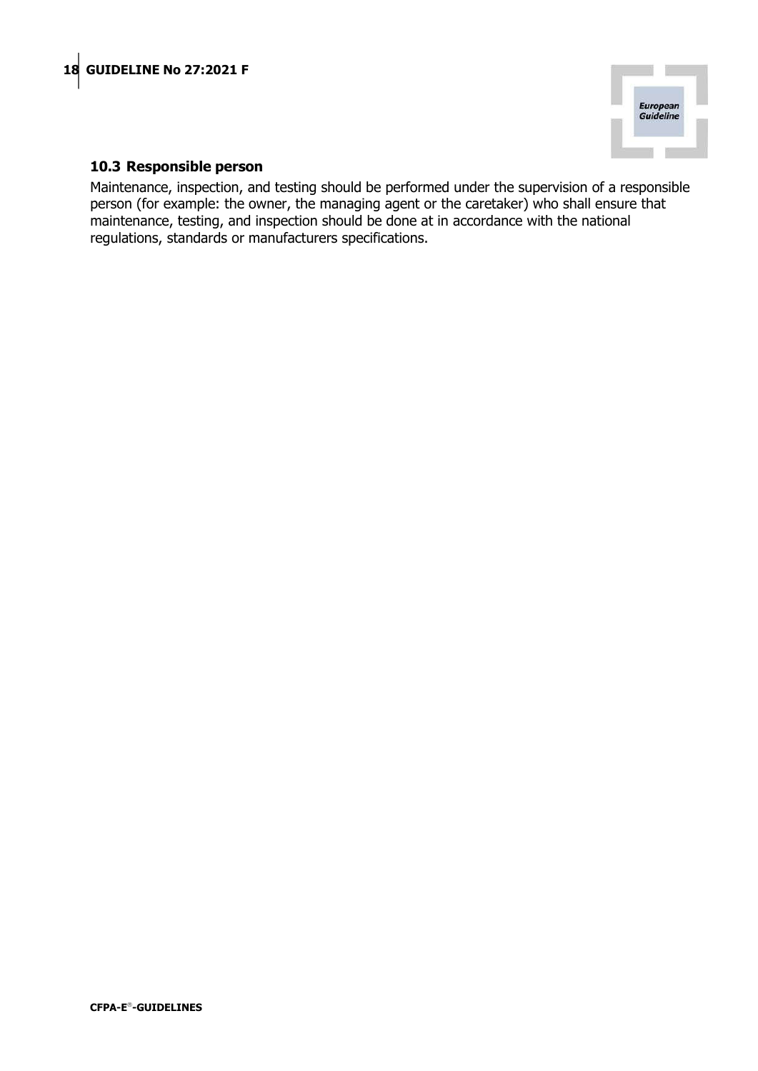### 10.3 Responsible person

Maintenance, inspection, and testing should be performed under the supervision of a responsible person (for example: the owner, the managing agent or the caretaker) who shall ensure that maintenance, testing, and inspection should be done at in accordance with the national regulations, standards or manufacturers specifications.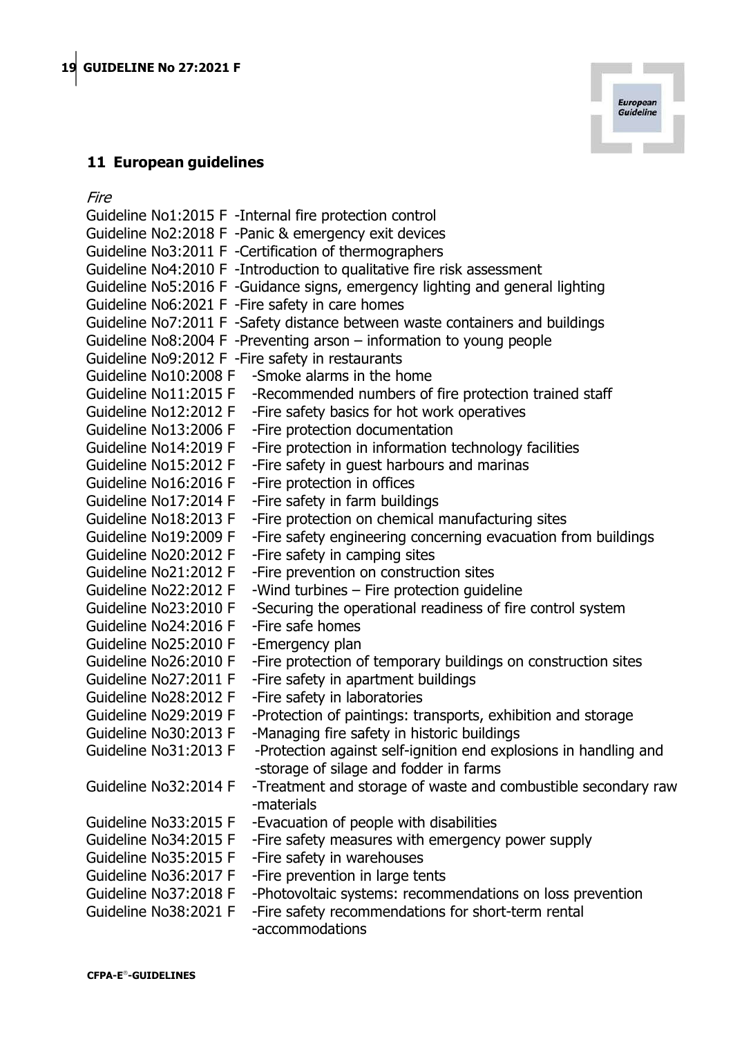## 11 European guidelines

*Fire*

Guideline No1:2015 F -Internal fire protection control
Guideline No2:2018 F -Panic & emergency exit devices
Guideline No3:2011 F -Certification of thermographers
Guideline No4:2010 F -Introduction to qualitative fire risk assessment
Guideline No5:2016 F -Guidance signs, emergency lighting and general lighting
Guideline No6:2021 F -Fire safety in care homes
Guideline No7:2011 F -Safety distance between waste containers and buildings
Guideline No8:2004 F -Preventing arson – information to young people
Guideline No9:2012 F -Fire safety in restaurants
Guideline No10:2008 F -Smoke alarms in the home
Guideline No11:2015 F -Recommended numbers of fire protection trained staff
Guideline No12:2012 F -Fire safety basics for hot work operatives
Guideline No13:2006 F -Fire protection documentation
Guideline No14:2019 F -Fire protection in information technology facilities
Guideline No15:2012 F -Fire safety in guest harbours and marinas
Guideline No16:2016 F -Fire protection in offices
Guideline No17:2014 F -Fire safety in farm buildings
Guideline No18:2013 F -Fire protection on chemical manufacturing sites
Guideline No19:2009 F -Fire safety engineering concerning evacuation from buildings
Guideline No20:2012 F -Fire safety in camping sites
Guideline No21:2012 F -Fire prevention on construction sites
Guideline No22:2012 F -Wind turbines – Fire protection guideline
Guideline No23:2010 F -Securing the operational readiness of fire control system
Guideline No24:2016 F -Fire safe homes
Guideline No25:2010 F -Emergency plan
Guideline No26:2010 F -Fire protection of temporary buildings on construction sites
Guideline No27:2011 F -Fire safety in apartment buildings
Guideline No28:2012 F -Fire safety in laboratories
Guideline No29:2019 F -Protection of paintings: transports, exhibition and storage
Guideline No30:2013 F -Managing fire safety in historic buildings
Guideline No31:2013 F -Protection against self-ignition end explosions in handling and -storage of silage and fodder in farms
Guideline No32:2014 F -Treatment and storage of waste and combustible secondary raw -materials
Guideline No33:2015 F -Evacuation of people with disabilities
Guideline No34:2015 F -Fire safety measures with emergency power supply
Guideline No35:2015 F -Fire safety in warehouses
Guideline No36:2017 F -Fire prevention in large tents
Guideline No37:2018 F -Photovoltaic systems: recommendations on loss prevention
Guideline No38:2021 F -Fire safety recommendations for short-term rental -accommodations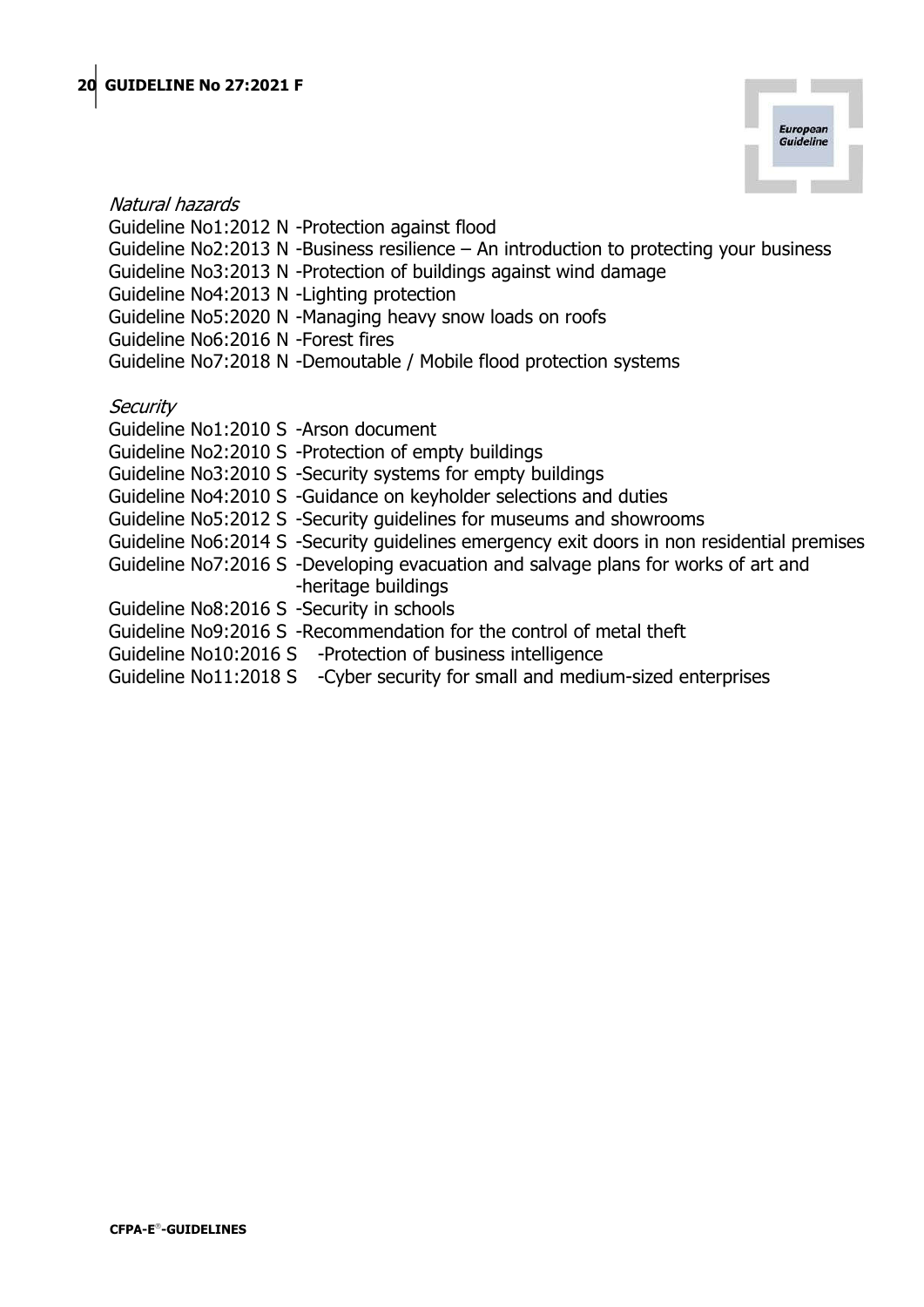*Natural hazards*

Guideline No1:2012 N -Protection against flood
Guideline No2:2013 N -Business resilience – An introduction to protecting your business
Guideline No3:2013 N -Protection of buildings against wind damage
Guideline No4:2013 N -Lighting protection
Guideline No5:2020 N -Managing heavy snow loads on roofs
Guideline No6:2016 N -Forest fires
Guideline No7:2018 N -Demoutable / Mobile flood protection systems

*Security*

Guideline No1:2010 S -Arson document
Guideline No2:2010 S -Protection of empty buildings
Guideline No3:2010 S -Security systems for empty buildings
Guideline No4:2010 S -Guidance on keyholder selections and duties
Guideline No5:2012 S -Security guidelines for museums and showrooms
Guideline No6:2014 S -Security guidelines emergency exit doors in non residential premises
Guideline No7:2016 S -Developing evacuation and salvage plans for works of art and -heritage buildings
Guideline No8:2016 S -Security in schools
Guideline No9:2016 S -Recommendation for the control of metal theft
Guideline No10:2016 S -Protection of business intelligence
Guideline No11:2018 S -Cyber security for small and medium-sized enterprises